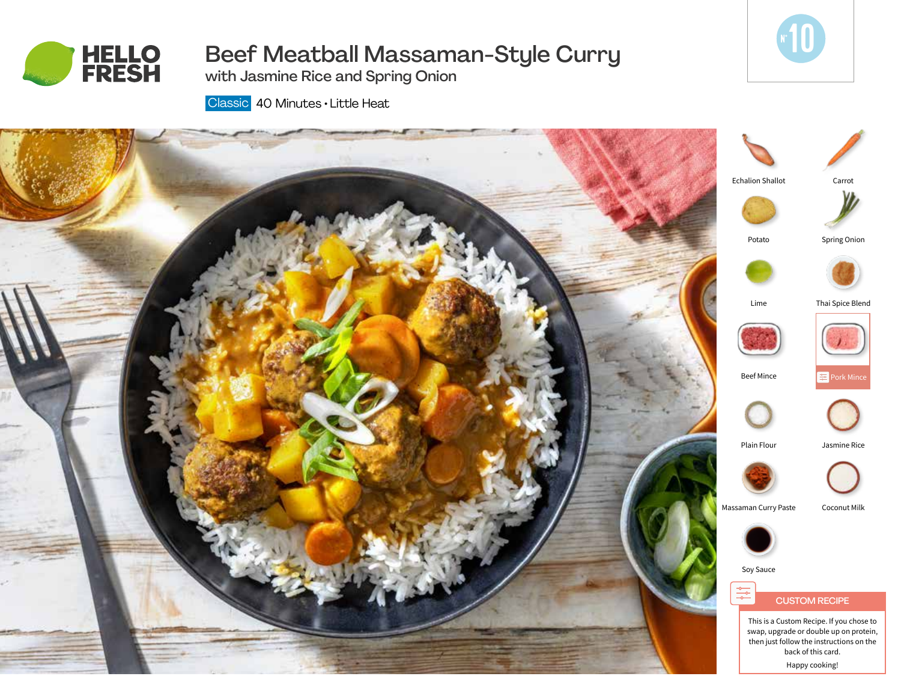# Beef Meatball Massaman-Style Curry

## with Jasmine Rice and Spring Onion

Classic 40 Minutes • Little Heat

Nº 10

- Echalion Shallot
- Carrot
- Potato
- Spring Onion
- Lime
- Thai Spice Blend
- Beef Mince
- Pork Mince
- Plain Flour
- Jasmine Rice
- Massaman Curry Paste
- Coconut Milk
- Soy Sauce

**CUSTOM RECIPE**

This is a Custom Recipe. If you chose to swap, upgrade or double up on protein, then just follow the instructions on the back of this card.

Happy cooking!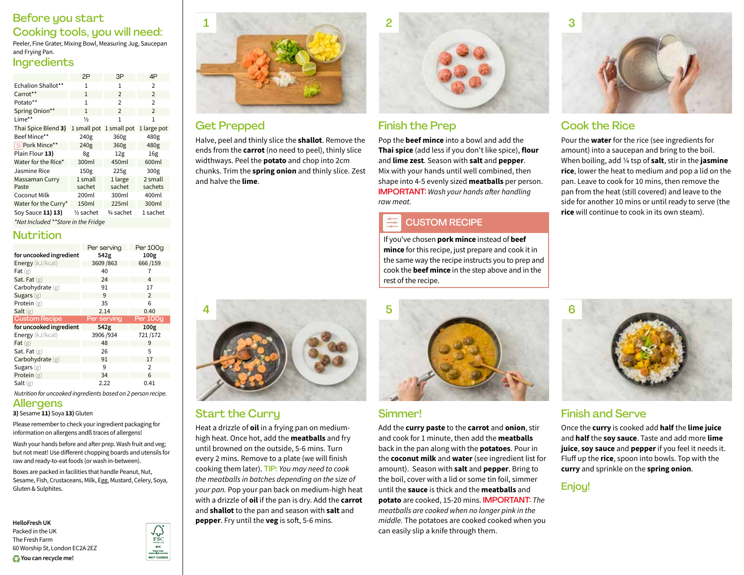## Before you start

## Cooking tools, you will need:

Peeler, Fine Grater, Mixing Bowl, Measuring Jug, Saucepan and Frying Pan.

## Ingredients

| | 2P | 3P | 4P |
|---|---|---|---|
| Echalion Shallot** | 1 | 1 | 2 |
| Carrot** | 1 | 2 | 2 |
| Potato** | 1 | 2 | 2 |
| Spring Onion** | 1 | 2 | 2 |
| Lime** | ½ | 1 | 1 |
| Thai Spice Blend **3)** | 1 small pot | 1 small pot | 1 large pot |
| Beef Mince** | 240g | 360g | 480g |
| Pork Mince** | 240g | 360g | 480g |
| Plain Flour **13)** | 8g | 12g | 16g |
| Water for the Rice* | 300ml | 450ml | 600ml |
| Jasmine Rice | 150g | 225g | 300g |
| Massaman Curry Paste | 1 small sachet | 1 large sachet | 2 small sachets |
| Coconut Milk | 200ml | 300ml | 400ml |
| Water for the Curry* | 150ml | 225ml | 300ml |
| Soy Sauce **11) 13)** | ½ sachet | ¾ sachet | 1 sachet |

*\*Not Included \*\*Store in the Fridge*

## Nutrition

| | Per serving | Per 100g |
|---|---|---|
| **for uncooked ingredient** | **542g** | **100g** |
| Energy (kJ/kcal) | 3609 /863 | 666 /159 |
| Fat (g) | 40 | 7 |
| Sat. Fat (g) | 24 | 4 |
| Carbohydrate (g) | 91 | 17 |
| Sugars (g) | 9 | 2 |
| Protein (g) | 35 | 6 |
| Salt (g) | 2.14 | 0.40 |
| **Custom Recipe** | **Per serving** | **Per 100g** |
| **for uncooked ingredient** | **542g** | **100g** |
| Energy (kJ/kcal) | 3906 /934 | 721 /172 |
| Fat (g) | 48 | 9 |
| Sat. Fat (g) | 26 | 5 |
| Carbohydrate (g) | 91 | 17 |
| Sugars (g) | 9 | 2 |
| Protein (g) | 34 | 6 |
| Salt (g) | 2.22 | 0.41 |

*Nutrition for uncooked ingredients based on 2 person recipe.*

## Allergens

**3)** Sesame **11)** Soya **13)** Gluten

Please remember to check your ingredient packaging for information on allergens andß traces of allergens!

Wash your hands before and after prep. Wash fruit and veg; but not meat! Use different chopping boards and utensils for raw and ready-to-eat foods (or wash in-between).

Boxes are packed in facilities that handle Peanut, Nut, Sesame, Fish, Crustaceans, Milk, Egg, Mustard, Celery, Soya, Gluten & Sulphites.

**HelloFresh UK**
Packed in the UK
The Fresh Farm
60 Worship St, London EC2A 2EZ
**You can recycle me!**

## 1 Get Prepped

Halve, peel and thinly slice the **shallot**. Remove the ends from the **carrot** (no need to peel), thinly slice widthways. Peel the **potato** and chop into 2cm chunks. Trim the **spring onion** and thinly slice. Zest and halve the **lime**.

## 2 Finish the Prep

Pop the **beef mince** into a bowl and add the **Thai spice** (add less if you don't like spice), **flour** and **lime zest**. Season with **salt** and **pepper**. Mix with your hands until well combined, then shape into 4-5 evenly sized **meatballs** per person. IMPORTANT: *Wash your hands after handling raw meat.*

### CUSTOM RECIPE

If you've chosen **pork mince** instead of **beef mince** for this recipe, just prepare and cook it in the same way the recipe instructs you to prep and cook the **beef mince** in the step above and in the rest of the recipe.

## 3 Cook the Rice

Pour the **water** for the rice (see ingredients for amount) into a saucepan and bring to the boil. When boiling, add ¼ tsp of **salt**, stir in the **jasmine rice**, lower the heat to medium and pop a lid on the pan. Leave to cook for 10 mins, then remove the pan from the heat (still covered) and leave to the side for another 10 mins or until ready to serve (the **rice** will continue to cook in its own steam).

## 4 Start the Curry

Heat a drizzle of **oil** in a frying pan on medium-high heat. Once hot, add the **meatballs** and fry until browned on the outside, 5-6 mins. Turn every 2 mins. Remove to a plate (we will finish cooking them later). TIP: *You may need to cook the meatballs in batches depending on the size of your pan.* Pop your pan back on medium-high heat with a drizzle of **oil** if the pan is dry. Add the **carrot** and **shallot** to the pan and season with **salt** and **pepper**. Fry until the **veg** is soft, 5-6 mins.

## 5 Simmer!

Add the **curry paste** to the **carrot** and **onion**, stir and cook for 1 minute, then add the **meatballs** back in the pan along with the **potatoes**. Pour in the **coconut milk** and **water** (see ingredient list for amount). Season with **salt** and **pepper**. Bring to the boil, cover with a lid or some tin foil, simmer until the **sauce** is thick and the **meatballs** and **potato** are cooked, 15-20 mins. IMPORTANT: *The meatballs are cooked when no longer pink in the middle.* The potatoes are cooked cooked when you can easily slip a knife through them.

## 6 Finish and Serve

Once the **curry** is cooked add **half** the **lime juice** and **half** the **soy sauce**. Taste and add more **lime juice**, **soy sauce** and **pepper** if you feel it needs it. Fluff up the **rice**, spoon into bowls. Top with the **curry** and sprinkle on the **spring onion**.

**Enjoy!**